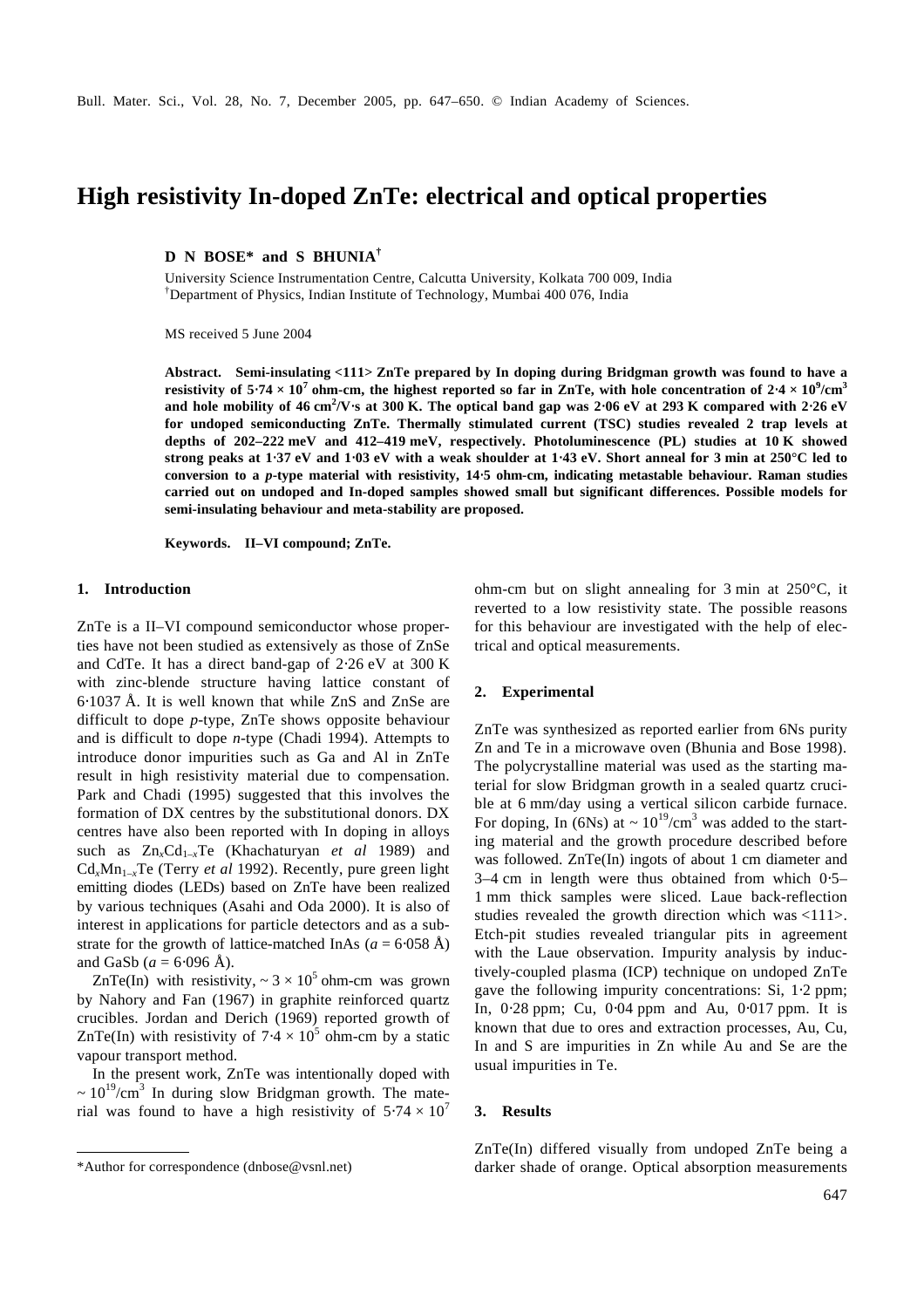# High resistivity In-doped ZnTe: electrical and optical properties

**D N BOSE\* and S BHUNIA[†]**

University Science Instrumentation Centre, Calcutta University, Kolkata 700 009, India
[†]Department of Physics, Indian Institute of Technology, Mumbai 400 076, India

MS received 5 June 2004

**Abstract.** **Semi-insulating <111> ZnTe prepared by In doping during Bridgman growth was found to have a resistivity of $5{\cdot}74 \times 10^7$ ohm-cm, the highest reported so far in ZnTe, with hole concentration of $2{\cdot}4 \times 10^9/cm^3$ and hole mobility of 46 $cm^2/V{\cdot}s$ at 300 K. The optical band gap was 2·06 eV at 293 K compared with 2·26 eV for undoped semiconducting ZnTe. Thermally stimulated current (TSC) studies revealed 2 trap levels at depths of 202–222 meV and 412–419 meV, respectively. Photoluminescence (PL) studies at 10 K showed strong peaks at 1·37 eV and 1·03 eV with a weak shoulder at 1·43 eV. Short anneal for 3 min at 250°C led to conversion to a *p*-type material with resistivity, 14·5 ohm-cm, indicating metastable behaviour. Raman studies carried out on undoped and In-doped samples showed small but significant differences. Possible models for semi-insulating behaviour and meta-stability are proposed.**

**Keywords.** **II–VI compound; ZnTe.**

## 1. Introduction

ZnTe is a II–VI compound semiconductor whose properties have not been studied as extensively as those of ZnSe and CdTe. It has a direct band-gap of 2·26 eV at 300 K with zinc-blende structure having lattice constant of 6·1037 Å. It is well known that while ZnS and ZnSe are difficult to dope *p*-type, ZnTe shows opposite behaviour and is difficult to dope *n*-type (Chadi 1994). Attempts to introduce donor impurities such as Ga and Al in ZnTe result in high resistivity material due to compensation. Park and Chadi (1995) suggested that this involves the formation of DX centres by the substitutional donors. DX centres have also been reported with In doping in alloys such as $Zn_xCd_{1-x}Te$ (Khachaturyan *et al* 1989) and $Cd_xMn_{1-x}Te$ (Terry *et al* 1992). Recently, pure green light emitting diodes (LEDs) based on ZnTe have been realized by various techniques (Asahi and Oda 2000). It is also of interest in applications for particle detectors and as a substrate for the growth of lattice-matched InAs ($a = 6{\cdot}058$ Å) and GaSb ($a = 6{\cdot}096$ Å).

ZnTe(In) with resistivity, $\sim 3 \times 10^5$ ohm-cm was grown by Nahory and Fan (1967) in graphite reinforced quartz crucibles. Jordan and Derich (1969) reported growth of ZnTe(In) with resistivity of $7{\cdot}4 \times 10^5$ ohm-cm by a static vapour transport method.

In the present work, ZnTe was intentionally doped with $\sim 10^{19}/cm^3$ In during slow Bridgman growth. The material was found to have a high resistivity of $5{\cdot}74 \times 10^7$ ohm-cm but on slight annealing for 3 min at 250°C, it reverted to a low resistivity state. The possible reasons for this behaviour are investigated with the help of electrical and optical measurements.

## 2. Experimental

ZnTe was synthesized as reported earlier from 6Ns purity Zn and Te in a microwave oven (Bhunia and Bose 1998). The polycrystalline material was used as the starting material for slow Bridgman growth in a sealed quartz crucible at 6 mm/day using a vertical silicon carbide furnace. For doping, In (6Ns) at $\sim 10^{19}/cm^3$ was added to the starting material and the growth procedure described before was followed. ZnTe(In) ingots of about 1 cm diameter and 3–4 cm in length were thus obtained from which 0·5–1 mm thick samples were sliced. Laue back-reflection studies revealed the growth direction which was <111>. Etch-pit studies revealed triangular pits in agreement with the Laue observation. Impurity analysis by inductively-coupled plasma (ICP) technique on undoped ZnTe gave the following impurity concentrations: Si, 1·2 ppm; In, 0·28 ppm; Cu, 0·04 ppm and Au, 0·017 ppm. It is known that due to ores and extraction processes, Au, Cu, In and S are impurities in Zn while Au and Se are the usual impurities in Te.

## 3. Results

ZnTe(In) differed visually from undoped ZnTe being a darker shade of orange. Optical absorption measurements

\*Author for correspondence (dnbose@vsnl.net)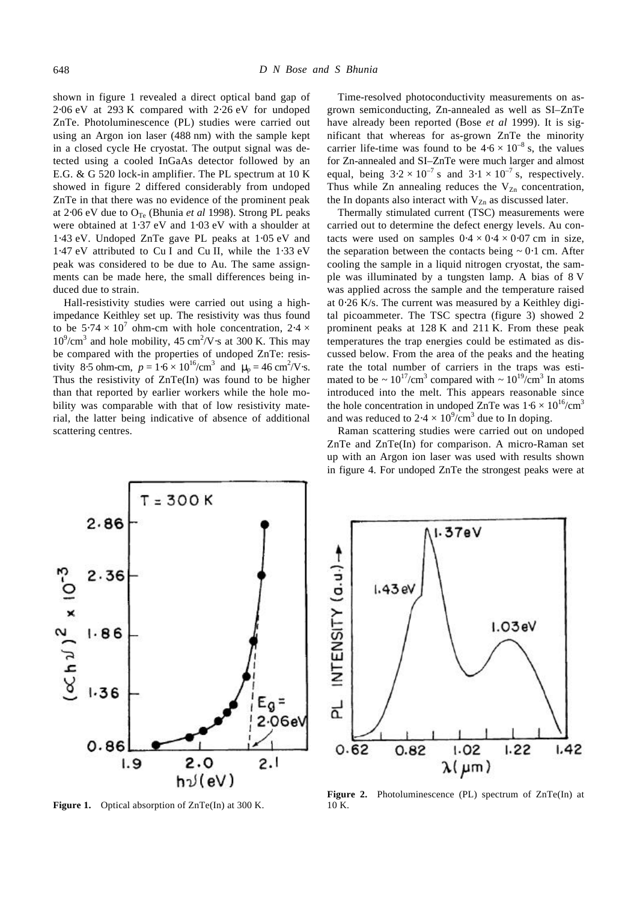shown in figure 1 revealed a direct optical band gap of 2·06 eV at 293 K compared with 2·26 eV for undoped ZnTe. Photoluminescence (PL) studies were carried out using an Argon ion laser (488 nm) with the sample kept in a closed cycle He cryostat. The output signal was detected using a cooled InGaAs detector followed by an E.G. & G 520 lock-in amplifier. The PL spectrum at 10 K showed in figure 2 differed considerably from undoped ZnTe in that there was no evidence of the prominent peak at 2·06 eV due to $O_{Te}$ (Bhunia *et al* 1998). Strong PL peaks were obtained at 1·37 eV and 1·03 eV with a shoulder at 1·43 eV. Undoped ZnTe gave PL peaks at 1·05 eV and 1·47 eV attributed to Cu I and Cu II, while the 1·33 eV peak was considered to be due to Au. The same assignments can be made here, the small differences being induced due to strain.

Hall-resistivity studies were carried out using a high-impedance Keithley set up. The resistivity was thus found to be $5{\cdot}74 \times 10^7$ ohm-cm with hole concentration, $2{\cdot}4 \times 10^9/\text{cm}^3$ and hole mobility, 45 $\text{cm}^2/\text{V}\cdot\text{s}$ at 300 K. This may be compared with the properties of undoped ZnTe: resistivity 8·5 ohm-cm, $p = 1{\cdot}6 \times 10^{16}/\text{cm}^3$ and $\mu_p = 46\ \text{cm}^2/\text{V}\cdot\text{s}$. Thus the resistivity of ZnTe(In) was found to be higher than that reported by earlier workers while the hole mobility was comparable with that of low resistivity material, the latter being indicative of absence of additional scattering centres.

Time-resolved photoconductivity measurements on as-grown semiconducting, Zn-annealed as well as SI–ZnTe have already been reported (Bose *et al* 1999). It is significant that whereas for as-grown ZnTe the minority carrier life-time was found to be $4{\cdot}6 \times 10^{-8}$ s, the values for Zn-annealed and SI–ZnTe were much larger and almost equal, being $3{\cdot}2 \times 10^{-7}$ s and $3{\cdot}1 \times 10^{-7}$ s, respectively. Thus while Zn annealing reduces the $V_{Zn}$ concentration, the In dopants also interact with $V_{Zn}$ as discussed later.

Thermally stimulated current (TSC) measurements were carried out to determine the defect energy levels. Au contacts were used on samples $0{\cdot}4 \times 0{\cdot}4 \times 0{\cdot}07$ cm in size, the separation between the contacts being ~ 0·1 cm. After cooling the sample in a liquid nitrogen cryostat, the sample was illuminated by a tungsten lamp. A bias of 8 V was applied across the sample and the temperature raised at 0·26 K/s. The current was measured by a Keithley digital picoammeter. The TSC spectra (figure 3) showed 2 prominent peaks at 128 K and 211 K. From these peak temperatures the trap energies could be estimated as discussed below. From the area of the peaks and the heating rate the total number of carriers in the traps was estimated to be ~ $10^{17}/\text{cm}^3$ compared with ~ $10^{19}/\text{cm}^3$ In atoms introduced into the melt. This appears reasonable since the hole concentration in undoped ZnTe was $1{\cdot}6 \times 10^{16}/\text{cm}^3$ and was reduced to $2{\cdot}4 \times 10^9/\text{cm}^3$ due to In doping.

Raman scattering studies were carried out on undoped ZnTe and ZnTe(In) for comparison. A micro-Raman set up with an Argon ion laser was used with results shown in figure 4. For undoped ZnTe the strongest peaks were at

**Figure 1.** Optical absorption of ZnTe(In) at 300 K.

**Figure 2.** Photoluminescence (PL) spectrum of ZnTe(In) at 10 K.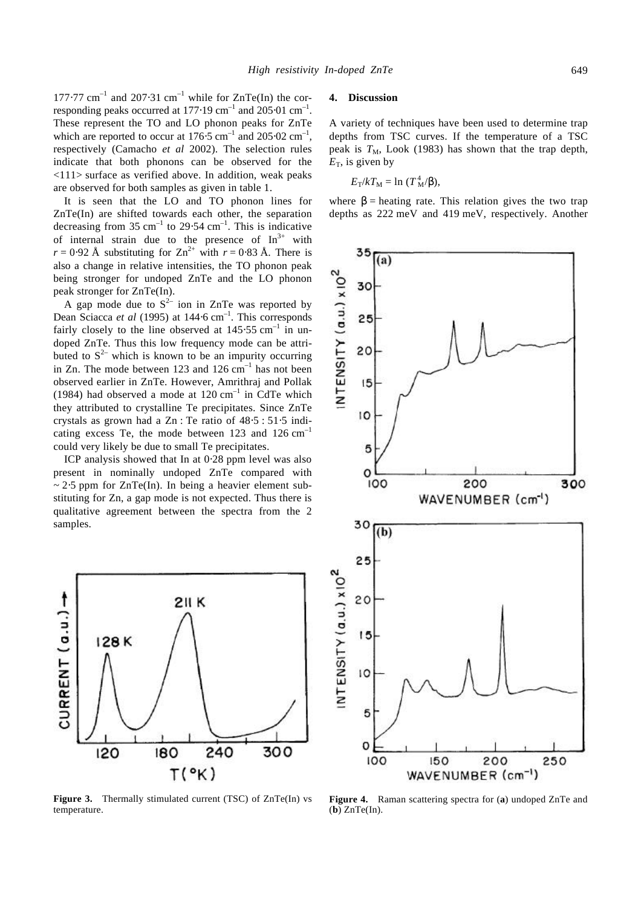177·77 cm$^{-1}$ and 207·31 cm$^{-1}$ while for ZnTe(In) the corresponding peaks occurred at 177·19 cm$^{-1}$ and 205·01 cm$^{-1}$. These represent the TO and LO phonon peaks for ZnTe which are reported to occur at 176·5 cm$^{-1}$ and 205·02 cm$^{-1}$, respectively (Camacho *et al* 2002). The selection rules indicate that both phonons can be observed for the <111> surface as verified above. In addition, weak peaks are observed for both samples as given in table 1.

It is seen that the LO and TO phonon lines for ZnTe(In) are shifted towards each other, the separation decreasing from 35 cm$^{-1}$ to 29·54 cm$^{-1}$. This is indicative of internal strain due to the presence of $In^{3+}$ with $r$ = 0·92 Å substituting for $Zn^{2+}$ with $r$ = 0·83 Å. There is also a change in relative intensities, the TO phonon peak being stronger for undoped ZnTe and the LO phonon peak stronger for ZnTe(In).

A gap mode due to $S^{2-}$ ion in ZnTe was reported by Dean Sciacca *et al* (1995) at 144·6 cm$^{-1}$. This corresponds fairly closely to the line observed at 145·55 cm$^{-1}$ in undoped ZnTe. Thus this low frequency mode can be attributed to $S^{2-}$ which is known to be an impurity occurring in Zn. The mode between 123 and 126 cm$^{-1}$ has not been observed earlier in ZnTe. However, Amrithraj and Pollak (1984) had observed a mode at 120 cm$^{-1}$ in CdTe which they attributed to crystalline Te precipitates. Since ZnTe crystals as grown had a Zn : Te ratio of 48·5 : 51·5 indicating excess Te, the mode between 123 and 126 cm$^{-1}$ could very likely be due to small Te precipitates.

ICP analysis showed that In at 0·28 ppm level was also present in nominally undoped ZnTe compared with ~ 2·5 ppm for ZnTe(In). In being a heavier element substituting for Zn, a gap mode is not expected. Thus there is qualitative agreement between the spectra from the 2 samples.

**Figure 3.** Thermally stimulated current (TSC) of ZnTe(In) vs temperature.

## 4. Discussion

A variety of techniques have been used to determine trap depths from TSC curves. If the temperature of a TSC peak is $T_M$, Look (1983) has shown that the trap depth, $E_T$, is given by

$$E_T/kT_M = \ln (T_M^4/\beta),$$

where $\beta$ = heating rate. This relation gives the two trap depths as 222 meV and 419 meV, respectively. Another

**Figure 4.** Raman scattering spectra for (**a**) undoped ZnTe and (**b**) ZnTe(In).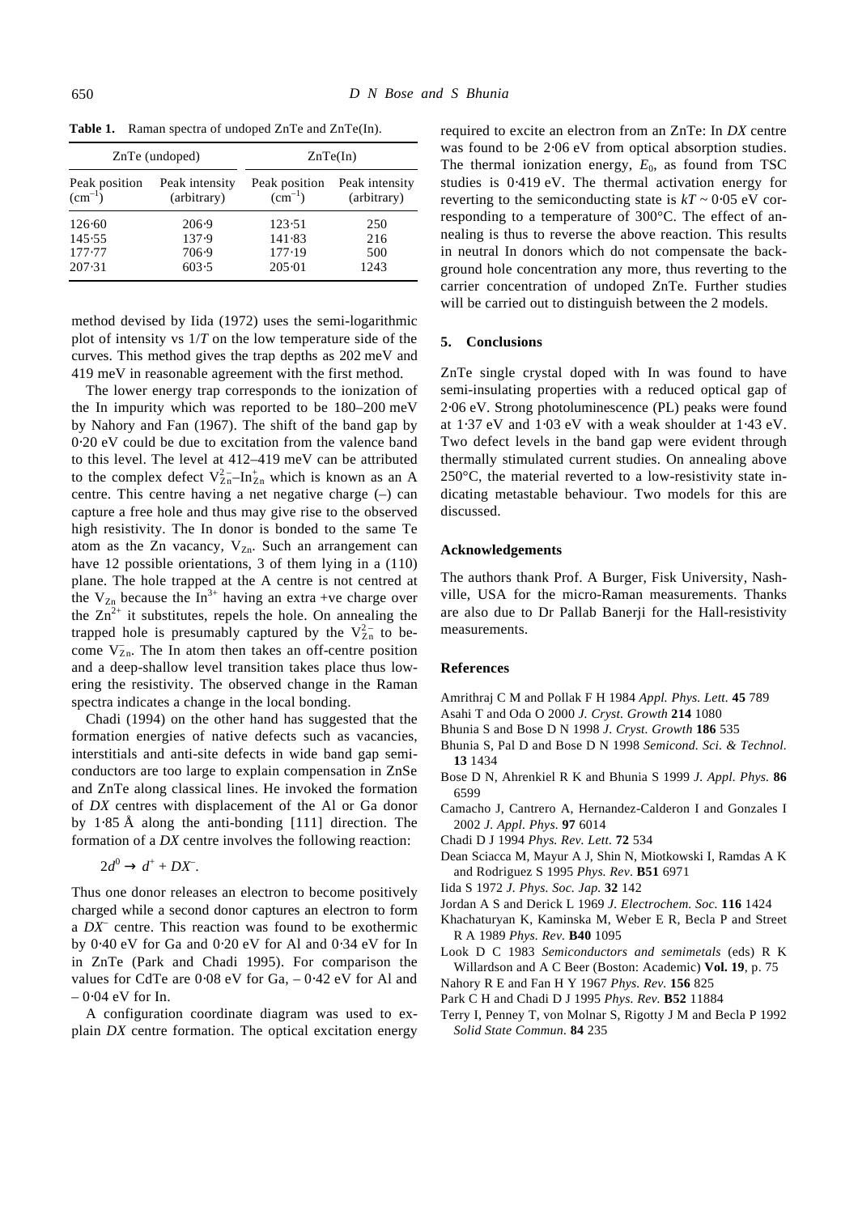**Table 1.** Raman spectra of undoped ZnTe and ZnTe(In).

| ZnTe (undoped) | | ZnTe(In) | |
|---|---|---|---|
| Peak position ($cm^{-1}$) | Peak intensity (arbitrary) | Peak position ($cm^{-1}$) | Peak intensity (arbitrary) |
| 126·60 | 206·9 | 123·51 | 250 |
| 145·55 | 137·9 | 141·83 | 216 |
| 177·77 | 706·9 | 177·19 | 500 |
| 207·31 | 603·5 | 205·01 | 1243 |

method devised by Iida (1972) uses the semi-logarithmic plot of intensity vs $1/T$ on the low temperature side of the curves. This method gives the trap depths as 202 meV and 419 meV in reasonable agreement with the first method.

The lower energy trap corresponds to the ionization of the In impurity which was reported to be 180–200 meV by Nahory and Fan (1967). The shift of the band gap by 0·20 eV could be due to excitation from the valence band to this level. The level at 412–419 meV can be attributed to the complex defect $V_{Zn}^{2-}$–$In_{Zn}^{+}$ which is known as an A centre. This centre having a net negative charge (–) can capture a free hole and thus may give rise to the observed high resistivity. The In donor is bonded to the same Te atom as the Zn vacancy, $V_{Zn}$. Such an arrangement can have 12 possible orientations, 3 of them lying in a (110) plane. The hole trapped at the A centre is not centred at the $V_{Zn}$ because the $In^{3+}$ having an extra +ve charge over the $Zn^{2+}$ it substitutes, repels the hole. On annealing the trapped hole is presumably captured by the $V_{Zn}^{2-}$ to become $V_{Zn}^{-}$. The In atom then takes an off-centre position and a deep-shallow level transition takes place thus lowering the resistivity. The observed change in the Raman spectra indicates a change in the local bonding.

Chadi (1994) on the other hand has suggested that the formation energies of native defects such as vacancies, interstitials and anti-site defects in wide band gap semiconductors are too large to explain compensation in ZnSe and ZnTe along classical lines. He invoked the formation of *DX* centres with displacement of the Al or Ga donor by 1·85 Å along the anti-bonding [111] direction. The formation of a *DX* centre involves the following reaction:

$$2d^0 \rightarrow d^+ + DX^-.$$

Thus one donor releases an electron to become positively charged while a second donor captures an electron to form a $DX^-$ centre. This reaction was found to be exothermic by 0·40 eV for Ga and 0·20 eV for Al and 0·34 eV for In in ZnTe (Park and Chadi 1995). For comparison the values for CdTe are 0·08 eV for Ga, – 0·42 eV for Al and – 0·04 eV for In.

A configuration coordinate diagram was used to explain *DX* centre formation. The optical excitation energy required to excite an electron from an ZnTe: In *DX* centre was found to be 2·06 eV from optical absorption studies. The thermal ionization energy, $E_0$, as found from TSC studies is 0·419 eV. The thermal activation energy for reverting to the semiconducting state is $kT \sim 0{\cdot}05$ eV corresponding to a temperature of 300°C. The effect of annealing is thus to reverse the above reaction. This results in neutral In donors which do not compensate the background hole concentration any more, thus reverting to the carrier concentration of undoped ZnTe. Further studies will be carried out to distinguish between the 2 models.

## 5. Conclusions

ZnTe single crystal doped with In was found to have semi-insulating properties with a reduced optical gap of 2·06 eV. Strong photoluminescence (PL) peaks were found at 1·37 eV and 1·03 eV with a weak shoulder at 1·43 eV. Two defect levels in the band gap were evident through thermally stimulated current studies. On annealing above 250°C, the material reverted to a low-resistivity state indicating metastable behaviour. Two models for this are discussed.

## Acknowledgements

The authors thank Prof. A Burger, Fisk University, Nashville, USA for the micro-Raman measurements. Thanks are also due to Dr Pallab Banerji for the Hall-resistivity measurements.

## References

Amrithraj C M and Pollak F H 1984 *Appl. Phys. Lett.* **45** 789

Asahi T and Oda O 2000 *J. Cryst. Growth* **214** 1080

Bhunia S and Bose D N 1998 *J. Cryst. Growth* **186** 535

Bhunia S, Pal D and Bose D N 1998 *Semicond. Sci. & Technol.* **13** 1434

Bose D N, Ahrenkiel R K and Bhunia S 1999 *J. Appl. Phys.* **86** 6599

Camacho J, Cantrero A, Hernandez-Calderon I and Gonzales I 2002 *J. Appl. Phys.* **97** 6014

Chadi D J 1994 *Phys. Rev. Lett.* **72** 534

Dean Sciacca M, Mayur A J, Shin N, Miotkowski I, Ramdas A K and Rodriguez S 1995 *Phys. Rev*. **B51** 6971

Iida S 1972 *J. Phys. Soc. Jap.* **32** 142

Jordan A S and Derick L 1969 *J. Electrochem. Soc.* **116** 1424

Khachaturyan K, Kaminska M, Weber E R, Becla P and Street R A 1989 *Phys. Rev.* **B40** 1095

Look D C 1983 *Semiconductors and semimetals* (eds) R K Willardson and A C Beer (Boston: Academic) **Vol. 19**, p. 75

Nahory R E and Fan H Y 1967 *Phys. Rev.* **156** 825

Park C H and Chadi D J 1995 *Phys. Rev.* **B52** 11884

Terry I, Penney T, von Molnar S, Rigotty J M and Becla P 1992 *Solid State Commun.* **84** 235